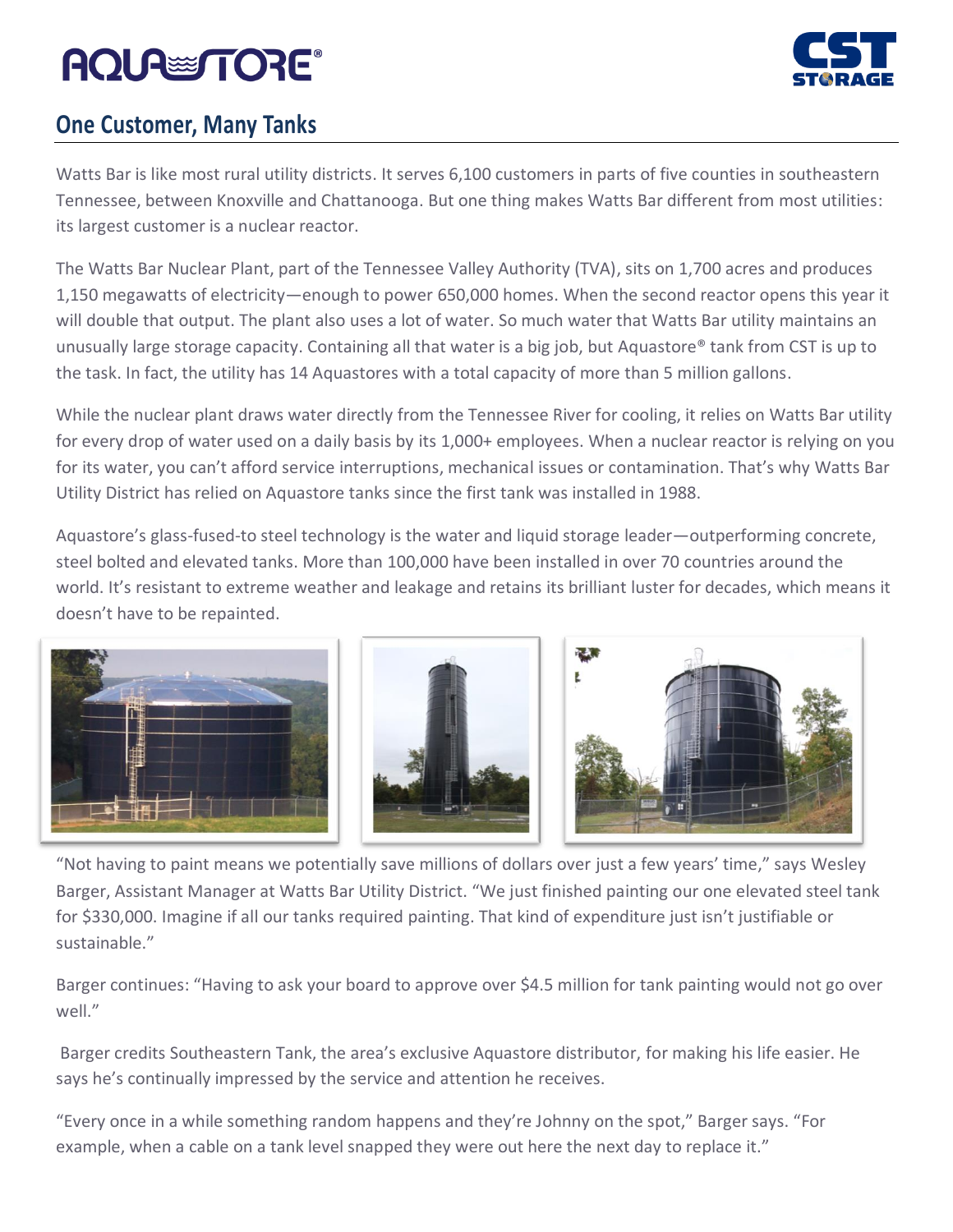# One Customer, Many Tanks

Watts Bar is like most rural utility districts. It serves 6,100 customers in parts of five counties in southeastern Tennessee, between Knoxville and Chattanooga. But one thing makes Watts Bar different from most utilities: its largest customer is a nuclear reactor.

The Watts Bar Nuclear Plant, part of the Tennessee Valley Authority (TVA), sits on 1,700 acres and produces 1,150 megawatts of electricity—enough to power 650,000 homes. When the second reactor opens this year it will double that output. The plant also uses a lot of water. So much water that Watts Bar utility maintains an unusually large storage capacity. Containing all that water is a big job, but Aquastore® tank from CST is up to the task. In fact, the utility has 14 Aquastores with a total capacity of more than 5 million gallons.

While the nuclear plant draws water directly from the Tennessee River for cooling, it relies on Watts Bar utility for every drop of water used on a daily basis by its 1,000+ employees. When a nuclear reactor is relying on you for its water, you can't afford service interruptions, mechanical issues or contamination. That's why Watts Bar Utility District has relied on Aquastore tanks since the first tank was installed in 1988.

Aquastore's glass-fused-to steel technology is the water and liquid storage leader—outperforming concrete, steel bolted and elevated tanks. More than 100,000 have been installed in over 70 countries around the world. It's resistant to extreme weather and leakage and retains its brilliant luster for decades, which means it doesn't have to be repainted.

"Not having to paint means we potentially save millions of dollars over just a few years' time," says Wesley Barger, Assistant Manager at Watts Bar Utility District. "We just finished painting our one elevated steel tank for $330,000. Imagine if all our tanks required painting. That kind of expenditure just isn't justifiable or sustainable."

Barger continues: "Having to ask your board to approve over $4.5 million for tank painting would not go over well."

Barger credits Southeastern Tank, the area's exclusive Aquastore distributor, for making his life easier. He says he's continually impressed by the service and attention he receives.

"Every once in a while something random happens and they're Johnny on the spot," Barger says. "For example, when a cable on a tank level snapped they were out here the next day to replace it."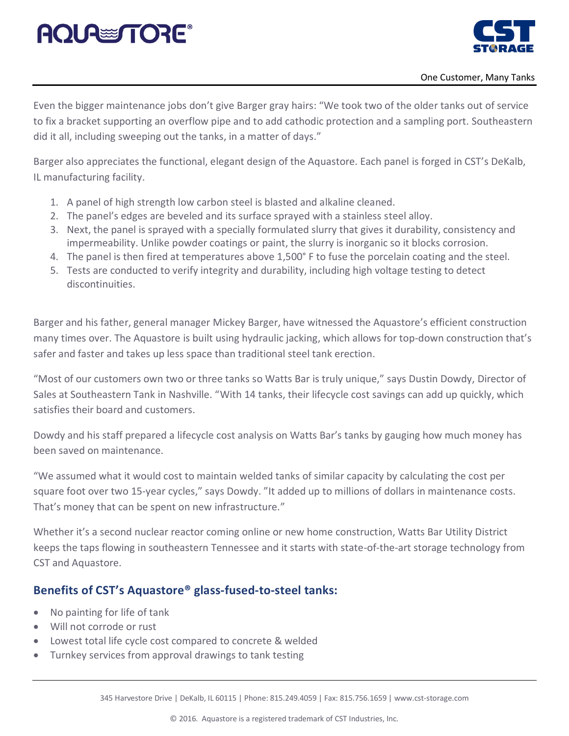Even the bigger maintenance jobs don't give Barger gray hairs: "We took two of the older tanks out of service to fix a bracket supporting an overflow pipe and to add cathodic protection and a sampling port. Southeastern did it all, including sweeping out the tanks, in a matter of days."

Barger also appreciates the functional, elegant design of the Aquastore. Each panel is forged in CST's DeKalb, IL manufacturing facility.

1. A panel of high strength low carbon steel is blasted and alkaline cleaned.
2. The panel's edges are beveled and its surface sprayed with a stainless steel alloy.
3. Next, the panel is sprayed with a specially formulated slurry that gives it durability, consistency and impermeability. Unlike powder coatings or paint, the slurry is inorganic so it blocks corrosion.
4. The panel is then fired at temperatures above 1,500° F to fuse the porcelain coating and the steel.
5. Tests are conducted to verify integrity and durability, including high voltage testing to detect discontinuities.

Barger and his father, general manager Mickey Barger, have witnessed the Aquastore's efficient construction many times over. The Aquastore is built using hydraulic jacking, which allows for top-down construction that's safer and faster and takes up less space than traditional steel tank erection.

"Most of our customers own two or three tanks so Watts Bar is truly unique," says Dustin Dowdy, Director of Sales at Southeastern Tank in Nashville. "With 14 tanks, their lifecycle cost savings can add up quickly, which satisfies their board and customers.

Dowdy and his staff prepared a lifecycle cost analysis on Watts Bar's tanks by gauging how much money has been saved on maintenance.

"We assumed what it would cost to maintain welded tanks of similar capacity by calculating the cost per square foot over two 15-year cycles," says Dowdy. "It added up to millions of dollars in maintenance costs. That's money that can be spent on new infrastructure."

Whether it's a second nuclear reactor coming online or new home construction, Watts Bar Utility District keeps the taps flowing in southeastern Tennessee and it starts with state-of-the-art storage technology from CST and Aquastore.

## Benefits of CST's Aquastore® glass-fused-to-steel tanks:

- No painting for life of tank
- Will not corrode or rust
- Lowest total life cycle cost compared to concrete & welded
- Turnkey services from approval drawings to tank testing

345 Harvestore Drive | DeKalb, IL 60115 | Phone: 815.249.4059 | Fax: 815.756.1659 | www.cst-storage.com

© 2016. Aquastore is a registered trademark of CST Industries, Inc.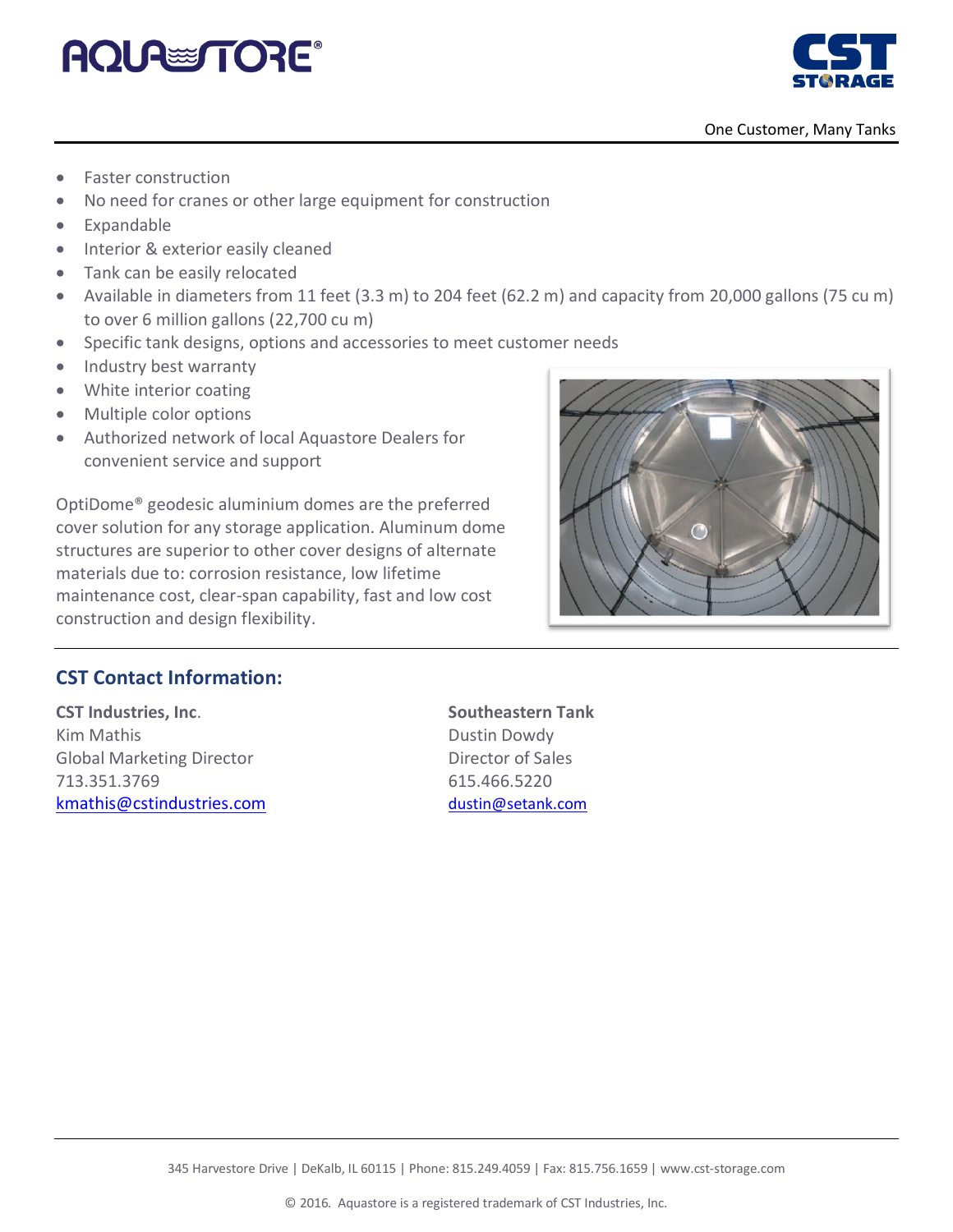- Faster construction
- No need for cranes or other large equipment for construction
- Expandable
- Interior & exterior easily cleaned
- Tank can be easily relocated
- Available in diameters from 11 feet (3.3 m) to 204 feet (62.2 m) and capacity from 20,000 gallons (75 cu m) to over 6 million gallons (22,700 cu m)
- Specific tank designs, options and accessories to meet customer needs
- Industry best warranty
- White interior coating
- Multiple color options
- Authorized network of local Aquastore Dealers for convenient service and support

OptiDome® geodesic aluminium domes are the preferred cover solution for any storage application. Aluminum dome structures are superior to other cover designs of alternate materials due to: corrosion resistance, low lifetime maintenance cost, clear-span capability, fast and low cost construction and design flexibility.

## CST Contact Information:

**CST Industries, Inc.**
Kim Mathis
Global Marketing Director
713.351.3769
kmathis@cstindustries.com

**Southeastern Tank**
Dustin Dowdy
Director of Sales
615.466.5220
dustin@setank.com

345 Harvestore Drive | DeKalb, IL 60115 | Phone: 815.249.4059 | Fax: 815.756.1659 | www.cst-storage.com

© 2016. Aquastore is a registered trademark of CST Industries, Inc.